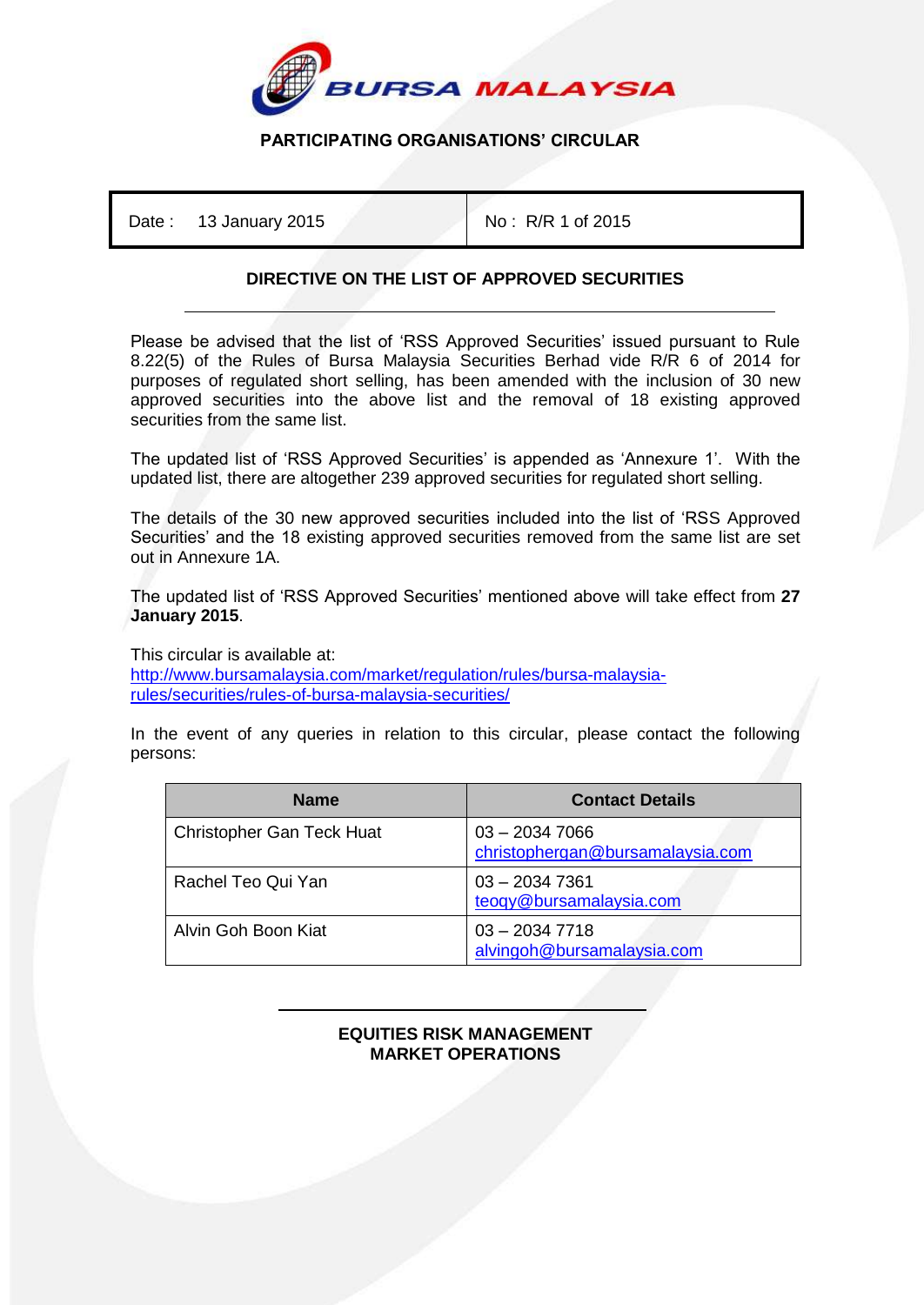BURSA MALAYSIA

**PARTICIPATING ORGANISATIONS' CIRCULAR**

| Date : 13 January 2015 | No : R/R 1 of 2015 |
| --- | --- |

## DIRECTIVE ON THE LIST OF APPROVED SECURITIES

Please be advised that the list of 'RSS Approved Securities' issued pursuant to Rule 8.22(5) of the Rules of Bursa Malaysia Securities Berhad vide R/R 6 of 2014 for purposes of regulated short selling, has been amended with the inclusion of 30 new approved securities into the above list and the removal of 18 existing approved securities from the same list.

The updated list of 'RSS Approved Securities' is appended as 'Annexure 1'. With the updated list, there are altogether 239 approved securities for regulated short selling.

The details of the 30 new approved securities included into the list of 'RSS Approved Securities' and the 18 existing approved securities removed from the same list are set out in Annexure 1A.

The updated list of 'RSS Approved Securities' mentioned above will take effect from **27 January 2015**.

This circular is available at:
http://www.bursamalaysia.com/market/regulation/rules/bursa-malaysia-rules/securities/rules-of-bursa-malaysia-securities/

In the event of any queries in relation to this circular, please contact the following persons:

| Name | Contact Details |
| --- | --- |
| Christopher Gan Teck Huat | 03 – 2034 7066 christophergan@bursamalaysia.com |
| Rachel Teo Qui Yan | 03 – 2034 7361 teoqy@bursamalaysia.com |
| Alvin Goh Boon Kiat | 03 – 2034 7718 alvingoh@bursamalaysia.com |

**EQUITIES RISK MANAGEMENT**
**MARKET OPERATIONS**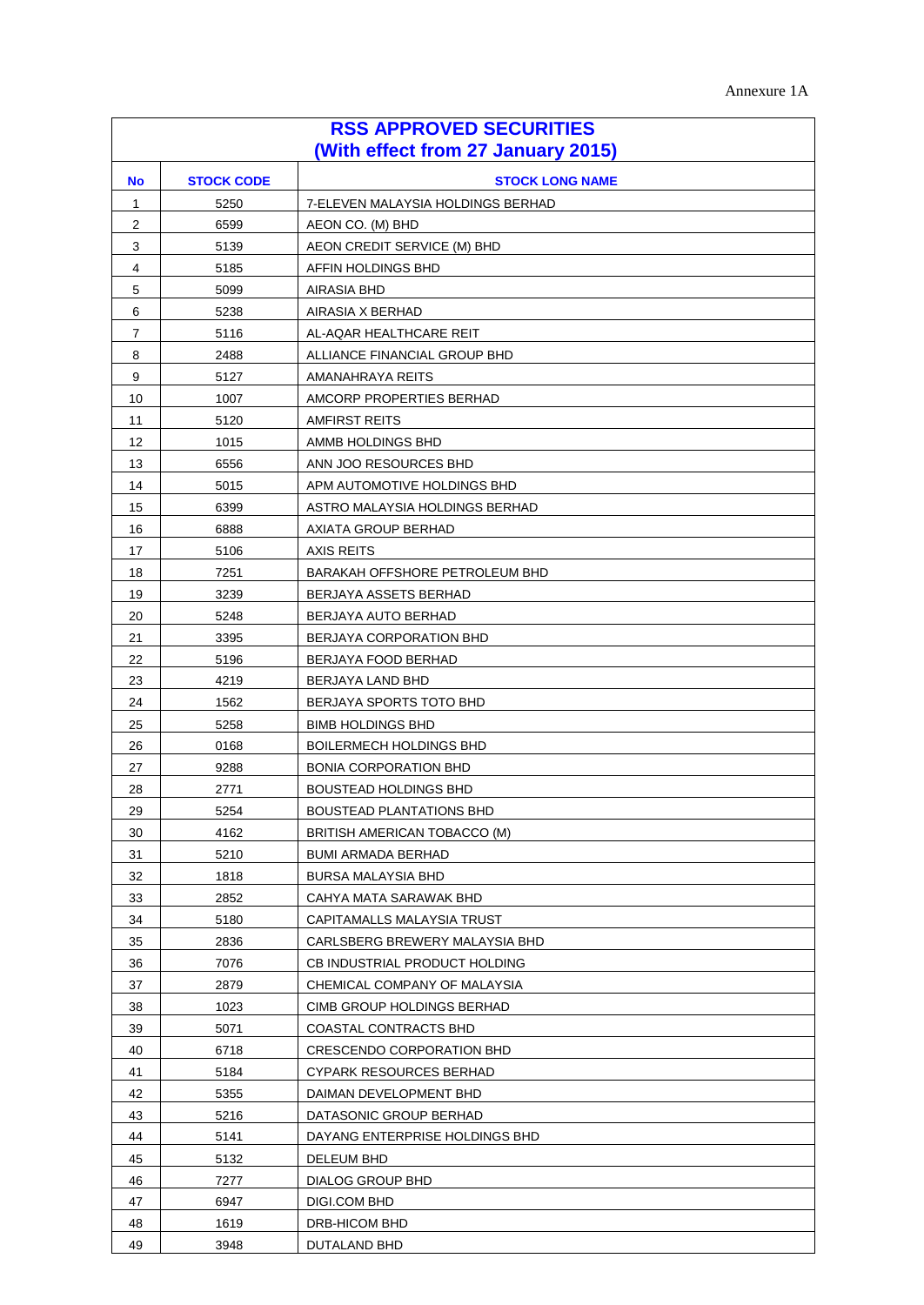Annexure 1A

| RSS APPROVED SECURITIES (With effect from 27 January 2015) | | |
|---|---|---|
| **No** | **STOCK CODE** | **STOCK LONG NAME** |
| 1 | 5250 | 7-ELEVEN MALAYSIA HOLDINGS BERHAD |
| 2 | 6599 | AEON CO. (M) BHD |
| 3 | 5139 | AEON CREDIT SERVICE (M) BHD |
| 4 | 5185 | AFFIN HOLDINGS BHD |
| 5 | 5099 | AIRASIA BHD |
| 6 | 5238 | AIRASIA X BERHAD |
| 7 | 5116 | AL-AQAR HEALTHCARE REIT |
| 8 | 2488 | ALLIANCE FINANCIAL GROUP BHD |
| 9 | 5127 | AMANAHRAYA REITS |
| 10 | 1007 | AMCORP PROPERTIES BERHAD |
| 11 | 5120 | AMFIRST REITS |
| 12 | 1015 | AMMB HOLDINGS BHD |
| 13 | 6556 | ANN JOO RESOURCES BHD |
| 14 | 5015 | APM AUTOMOTIVE HOLDINGS BHD |
| 15 | 6399 | ASTRO MALAYSIA HOLDINGS BERHAD |
| 16 | 6888 | AXIATA GROUP BERHAD |
| 17 | 5106 | AXIS REITS |
| 18 | 7251 | BARAKAH OFFSHORE PETROLEUM BHD |
| 19 | 3239 | BERJAYA ASSETS BERHAD |
| 20 | 5248 | BERJAYA AUTO BERHAD |
| 21 | 3395 | BERJAYA CORPORATION BHD |
| 22 | 5196 | BERJAYA FOOD BERHAD |
| 23 | 4219 | BERJAYA LAND BHD |
| 24 | 1562 | BERJAYA SPORTS TOTO BHD |
| 25 | 5258 | BIMB HOLDINGS BHD |
| 26 | 0168 | BOILERMECH HOLDINGS BHD |
| 27 | 9288 | BONIA CORPORATION BHD |
| 28 | 2771 | BOUSTEAD HOLDINGS BHD |
| 29 | 5254 | BOUSTEAD PLANTATIONS BHD |
| 30 | 4162 | BRITISH AMERICAN TOBACCO (M) |
| 31 | 5210 | BUMI ARMADA BERHAD |
| 32 | 1818 | BURSA MALAYSIA BHD |
| 33 | 2852 | CAHYA MATA SARAWAK BHD |
| 34 | 5180 | CAPITAMALLS MALAYSIA TRUST |
| 35 | 2836 | CARLSBERG BREWERY MALAYSIA BHD |
| 36 | 7076 | CB INDUSTRIAL PRODUCT HOLDING |
| 37 | 2879 | CHEMICAL COMPANY OF MALAYSIA |
| 38 | 1023 | CIMB GROUP HOLDINGS BERHAD |
| 39 | 5071 | COASTAL CONTRACTS BHD |
| 40 | 6718 | CRESCENDO CORPORATION BHD |
| 41 | 5184 | CYPARK RESOURCES BERHAD |
| 42 | 5355 | DAIMAN DEVELOPMENT BHD |
| 43 | 5216 | DATASONIC GROUP BERHAD |
| 44 | 5141 | DAYANG ENTERPRISE HOLDINGS BHD |
| 45 | 5132 | DELEUM BHD |
| 46 | 7277 | DIALOG GROUP BHD |
| 47 | 6947 | DIGI.COM BHD |
| 48 | 1619 | DRB-HICOM BHD |
| 49 | 3948 | DUTALAND BHD |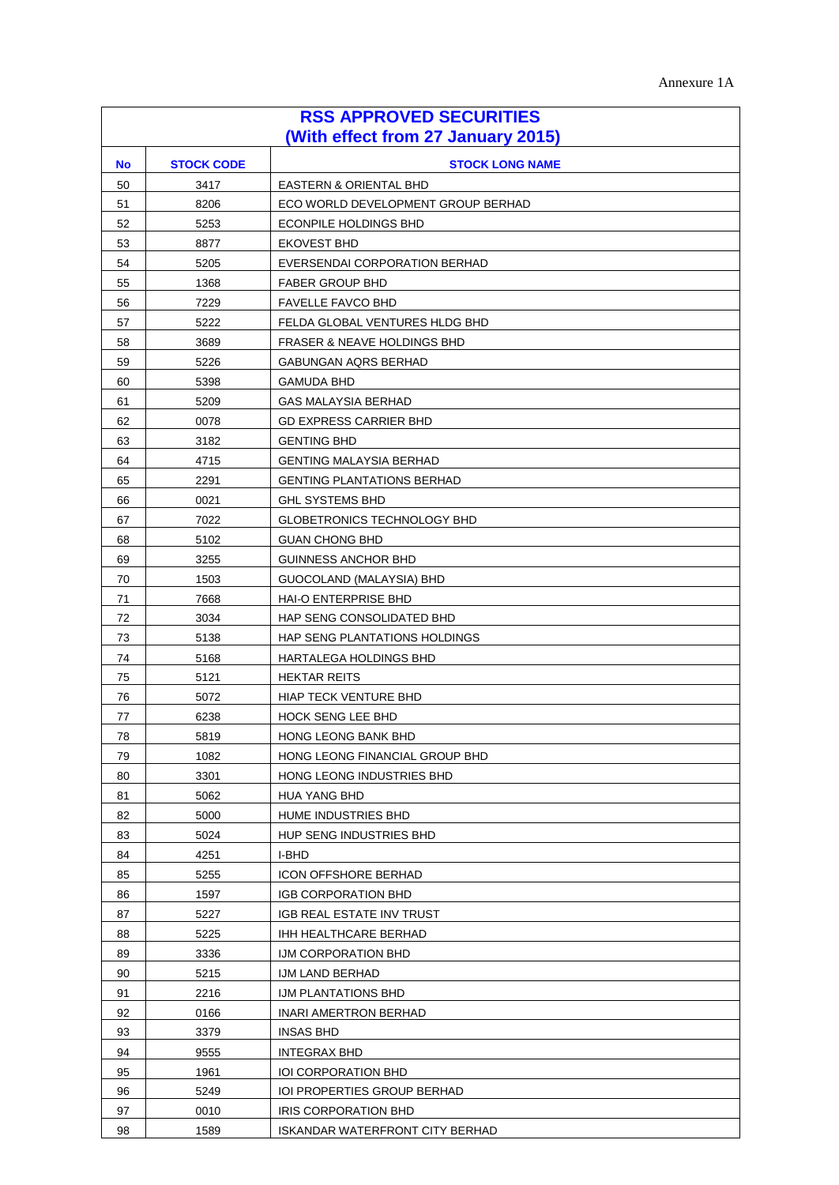Annexure 1A

| RSS APPROVED SECURITIES (With effect from 27 January 2015) | | |
|---|---|---|
| **No** | **STOCK CODE** | **STOCK LONG NAME** |
| 50 | 3417 | EASTERN & ORIENTAL BHD |
| 51 | 8206 | ECO WORLD DEVELOPMENT GROUP BERHAD |
| 52 | 5253 | ECONPILE HOLDINGS BHD |
| 53 | 8877 | EKOVEST BHD |
| 54 | 5205 | EVERSENDAI CORPORATION BERHAD |
| 55 | 1368 | FABER GROUP BHD |
| 56 | 7229 | FAVELLE FAVCO BHD |
| 57 | 5222 | FELDA GLOBAL VENTURES HLDG BHD |
| 58 | 3689 | FRASER & NEAVE HOLDINGS BHD |
| 59 | 5226 | GABUNGAN AQRS BERHAD |
| 60 | 5398 | GAMUDA BHD |
| 61 | 5209 | GAS MALAYSIA BERHAD |
| 62 | 0078 | GD EXPRESS CARRIER BHD |
| 63 | 3182 | GENTING BHD |
| 64 | 4715 | GENTING MALAYSIA BERHAD |
| 65 | 2291 | GENTING PLANTATIONS BERHAD |
| 66 | 0021 | GHL SYSTEMS BHD |
| 67 | 7022 | GLOBETRONICS TECHNOLOGY BHD |
| 68 | 5102 | GUAN CHONG BHD |
| 69 | 3255 | GUINNESS ANCHOR BHD |
| 70 | 1503 | GUOCOLAND (MALAYSIA) BHD |
| 71 | 7668 | HAI-O ENTERPRISE BHD |
| 72 | 3034 | HAP SENG CONSOLIDATED BHD |
| 73 | 5138 | HAP SENG PLANTATIONS HOLDINGS |
| 74 | 5168 | HARTALEGA HOLDINGS BHD |
| 75 | 5121 | HEKTAR REITS |
| 76 | 5072 | HIAP TECK VENTURE BHD |
| 77 | 6238 | HOCK SENG LEE BHD |
| 78 | 5819 | HONG LEONG BANK BHD |
| 79 | 1082 | HONG LEONG FINANCIAL GROUP BHD |
| 80 | 3301 | HONG LEONG INDUSTRIES BHD |
| 81 | 5062 | HUA YANG BHD |
| 82 | 5000 | HUME INDUSTRIES BHD |
| 83 | 5024 | HUP SENG INDUSTRIES BHD |
| 84 | 4251 | I-BHD |
| 85 | 5255 | ICON OFFSHORE BERHAD |
| 86 | 1597 | IGB CORPORATION BHD |
| 87 | 5227 | IGB REAL ESTATE INV TRUST |
| 88 | 5225 | IHH HEALTHCARE BERHAD |
| 89 | 3336 | IJM CORPORATION BHD |
| 90 | 5215 | IJM LAND BERHAD |
| 91 | 2216 | IJM PLANTATIONS BHD |
| 92 | 0166 | INARI AMERTRON BERHAD |
| 93 | 3379 | INSAS BHD |
| 94 | 9555 | INTEGRAX BHD |
| 95 | 1961 | IOI CORPORATION BHD |
| 96 | 5249 | IOI PROPERTIES GROUP BERHAD |
| 97 | 0010 | IRIS CORPORATION BHD |
| 98 | 1589 | ISKANDAR WATERFRONT CITY BERHAD |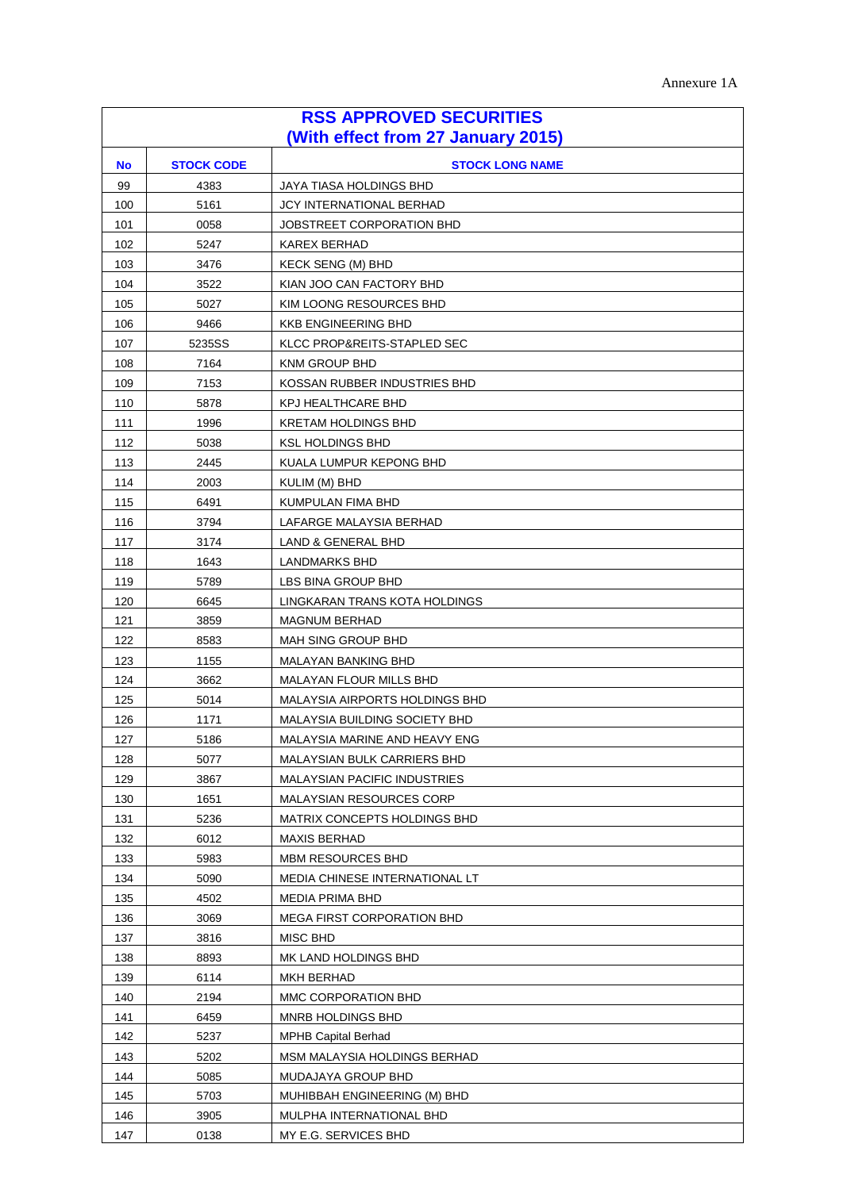Annexure 1A

| RSS APPROVED SECURITIES (With effect from 27 January 2015) | | |
|---|---|---|
| **No** | **STOCK CODE** | **STOCK LONG NAME** |
| 99 | 4383 | JAYA TIASA HOLDINGS BHD |
| 100 | 5161 | JCY INTERNATIONAL BERHAD |
| 101 | 0058 | JOBSTREET CORPORATION BHD |
| 102 | 5247 | KAREX BERHAD |
| 103 | 3476 | KECK SENG (M) BHD |
| 104 | 3522 | KIAN JOO CAN FACTORY BHD |
| 105 | 5027 | KIM LOONG RESOURCES BHD |
| 106 | 9466 | KKB ENGINEERING BHD |
| 107 | 5235SS | KLCC PROP&REITS-STAPLED SEC |
| 108 | 7164 | KNM GROUP BHD |
| 109 | 7153 | KOSSAN RUBBER INDUSTRIES BHD |
| 110 | 5878 | KPJ HEALTHCARE BHD |
| 111 | 1996 | KRETAM HOLDINGS BHD |
| 112 | 5038 | KSL HOLDINGS BHD |
| 113 | 2445 | KUALA LUMPUR KEPONG BHD |
| 114 | 2003 | KULIM (M) BHD |
| 115 | 6491 | KUMPULAN FIMA BHD |
| 116 | 3794 | LAFARGE MALAYSIA BERHAD |
| 117 | 3174 | LAND & GENERAL BHD |
| 118 | 1643 | LANDMARKS BHD |
| 119 | 5789 | LBS BINA GROUP BHD |
| 120 | 6645 | LINGKARAN TRANS KOTA HOLDINGS |
| 121 | 3859 | MAGNUM BERHAD |
| 122 | 8583 | MAH SING GROUP BHD |
| 123 | 1155 | MALAYAN BANKING BHD |
| 124 | 3662 | MALAYAN FLOUR MILLS BHD |
| 125 | 5014 | MALAYSIA AIRPORTS HOLDINGS BHD |
| 126 | 1171 | MALAYSIA BUILDING SOCIETY BHD |
| 127 | 5186 | MALAYSIA MARINE AND HEAVY ENG |
| 128 | 5077 | MALAYSIAN BULK CARRIERS BHD |
| 129 | 3867 | MALAYSIAN PACIFIC INDUSTRIES |
| 130 | 1651 | MALAYSIAN RESOURCES CORP |
| 131 | 5236 | MATRIX CONCEPTS HOLDINGS BHD |
| 132 | 6012 | MAXIS BERHAD |
| 133 | 5983 | MBM RESOURCES BHD |
| 134 | 5090 | MEDIA CHINESE INTERNATIONAL LT |
| 135 | 4502 | MEDIA PRIMA BHD |
| 136 | 3069 | MEGA FIRST CORPORATION BHD |
| 137 | 3816 | MISC BHD |
| 138 | 8893 | MK LAND HOLDINGS BHD |
| 139 | 6114 | MKH BERHAD |
| 140 | 2194 | MMC CORPORATION BHD |
| 141 | 6459 | MNRB HOLDINGS BHD |
| 142 | 5237 | MPHB Capital Berhad |
| 143 | 5202 | MSM MALAYSIA HOLDINGS BERHAD |
| 144 | 5085 | MUDAJAYA GROUP BHD |
| 145 | 5703 | MUHIBBAH ENGINEERING (M) BHD |
| 146 | 3905 | MULPHA INTERNATIONAL BHD |
| 147 | 0138 | MY E.G. SERVICES BHD |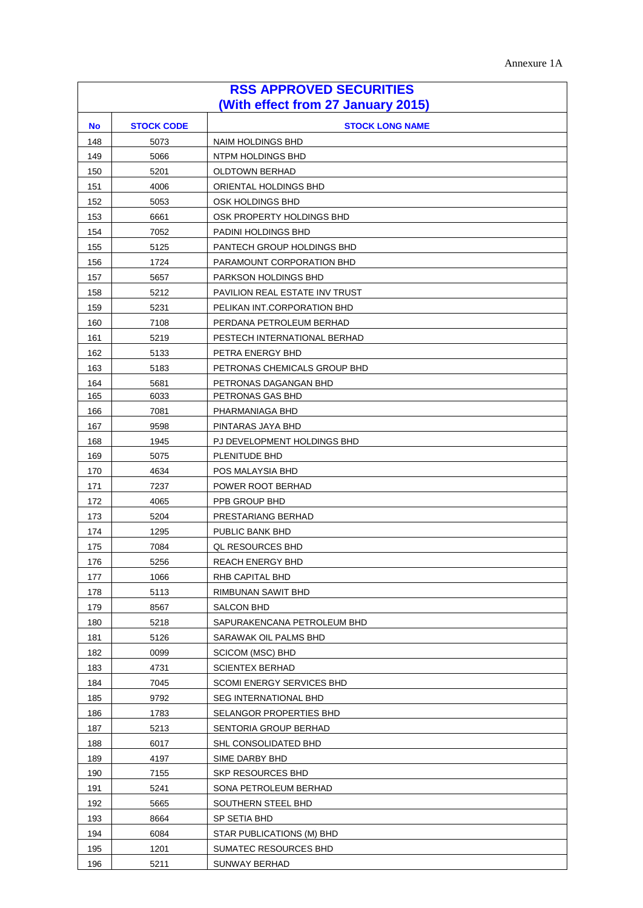Annexure 1A

## RSS APPROVED SECURITIES
## (With effect from 27 January 2015)

| No | STOCK CODE | STOCK LONG NAME |
|---|---|---|
| 148 | 5073 | NAIM HOLDINGS BHD |
| 149 | 5066 | NTPM HOLDINGS BHD |
| 150 | 5201 | OLDTOWN BERHAD |
| 151 | 4006 | ORIENTAL HOLDINGS BHD |
| 152 | 5053 | OSK HOLDINGS BHD |
| 153 | 6661 | OSK PROPERTY HOLDINGS BHD |
| 154 | 7052 | PADINI HOLDINGS BHD |
| 155 | 5125 | PANTECH GROUP HOLDINGS BHD |
| 156 | 1724 | PARAMOUNT CORPORATION BHD |
| 157 | 5657 | PARKSON HOLDINGS BHD |
| 158 | 5212 | PAVILION REAL ESTATE INV TRUST |
| 159 | 5231 | PELIKAN INT.CORPORATION BHD |
| 160 | 7108 | PERDANA PETROLEUM BERHAD |
| 161 | 5219 | PESTECH INTERNATIONAL BERHAD |
| 162 | 5133 | PETRA ENERGY BHD |
| 163 | 5183 | PETRONAS CHEMICALS GROUP BHD |
| 164 | 5681 | PETRONAS DAGANGAN BHD |
| 165 | 6033 | PETRONAS GAS BHD |
| 166 | 7081 | PHARMANIAGA BHD |
| 167 | 9598 | PINTARAS JAYA BHD |
| 168 | 1945 | PJ DEVELOPMENT HOLDINGS BHD |
| 169 | 5075 | PLENITUDE BHD |
| 170 | 4634 | POS MALAYSIA BHD |
| 171 | 7237 | POWER ROOT BERHAD |
| 172 | 4065 | PPB GROUP BHD |
| 173 | 5204 | PRESTARIANG BERHAD |
| 174 | 1295 | PUBLIC BANK BHD |
| 175 | 7084 | QL RESOURCES BHD |
| 176 | 5256 | REACH ENERGY BHD |
| 177 | 1066 | RHB CAPITAL BHD |
| 178 | 5113 | RIMBUNAN SAWIT BHD |
| 179 | 8567 | SALCON BHD |
| 180 | 5218 | SAPURAKENCANA PETROLEUM BHD |
| 181 | 5126 | SARAWAK OIL PALMS BHD |
| 182 | 0099 | SCICOM (MSC) BHD |
| 183 | 4731 | SCIENTEX BERHAD |
| 184 | 7045 | SCOMI ENERGY SERVICES BHD |
| 185 | 9792 | SEG INTERNATIONAL BHD |
| 186 | 1783 | SELANGOR PROPERTIES BHD |
| 187 | 5213 | SENTORIA GROUP BERHAD |
| 188 | 6017 | SHL CONSOLIDATED BHD |
| 189 | 4197 | SIME DARBY BHD |
| 190 | 7155 | SKP RESOURCES BHD |
| 191 | 5241 | SONA PETROLEUM BERHAD |
| 192 | 5665 | SOUTHERN STEEL BHD |
| 193 | 8664 | SP SETIA BHD |
| 194 | 6084 | STAR PUBLICATIONS (M) BHD |
| 195 | 1201 | SUMATEC RESOURCES BHD |
| 196 | 5211 | SUNWAY BERHAD |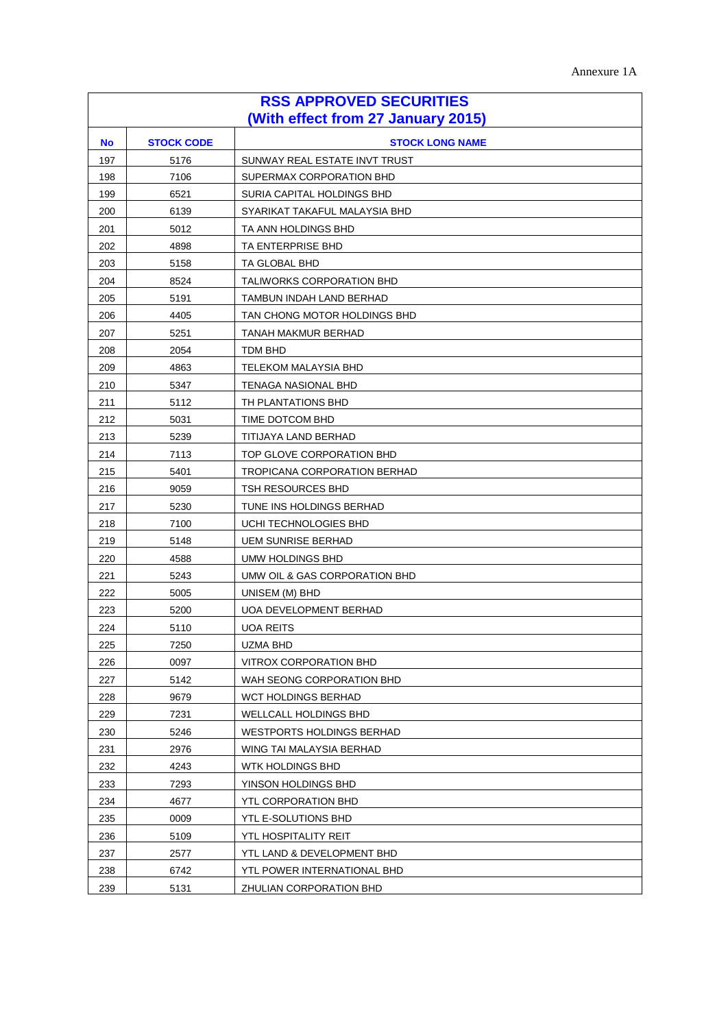Annexure 1A

| RSS APPROVED SECURITIES (With effect from 27 January 2015) | | |
|---|---|---|
| **No** | **STOCK CODE** | **STOCK LONG NAME** |
| 197 | 5176 | SUNWAY REAL ESTATE INVT TRUST |
| 198 | 7106 | SUPERMAX CORPORATION BHD |
| 199 | 6521 | SURIA CAPITAL HOLDINGS BHD |
| 200 | 6139 | SYARIKAT TAKAFUL MALAYSIA BHD |
| 201 | 5012 | TA ANN HOLDINGS BHD |
| 202 | 4898 | TA ENTERPRISE BHD |
| 203 | 5158 | TA GLOBAL BHD |
| 204 | 8524 | TALIWORKS CORPORATION BHD |
| 205 | 5191 | TAMBUN INDAH LAND BERHAD |
| 206 | 4405 | TAN CHONG MOTOR HOLDINGS BHD |
| 207 | 5251 | TANAH MAKMUR BERHAD |
| 208 | 2054 | TDM BHD |
| 209 | 4863 | TELEKOM MALAYSIA BHD |
| 210 | 5347 | TENAGA NASIONAL BHD |
| 211 | 5112 | TH PLANTATIONS BHD |
| 212 | 5031 | TIME DOTCOM BHD |
| 213 | 5239 | TITIJAYA LAND BERHAD |
| 214 | 7113 | TOP GLOVE CORPORATION BHD |
| 215 | 5401 | TROPICANA CORPORATION BERHAD |
| 216 | 9059 | TSH RESOURCES BHD |
| 217 | 5230 | TUNE INS HOLDINGS BERHAD |
| 218 | 7100 | UCHI TECHNOLOGIES BHD |
| 219 | 5148 | UEM SUNRISE BERHAD |
| 220 | 4588 | UMW HOLDINGS BHD |
| 221 | 5243 | UMW OIL & GAS CORPORATION BHD |
| 222 | 5005 | UNISEM (M) BHD |
| 223 | 5200 | UOA DEVELOPMENT BERHAD |
| 224 | 5110 | UOA REITS |
| 225 | 7250 | UZMA BHD |
| 226 | 0097 | VITROX CORPORATION BHD |
| 227 | 5142 | WAH SEONG CORPORATION BHD |
| 228 | 9679 | WCT HOLDINGS BERHAD |
| 229 | 7231 | WELLCALL HOLDINGS BHD |
| 230 | 5246 | WESTPORTS HOLDINGS BERHAD |
| 231 | 2976 | WING TAI MALAYSIA BERHAD |
| 232 | 4243 | WTK HOLDINGS BHD |
| 233 | 7293 | YINSON HOLDINGS BHD |
| 234 | 4677 | YTL CORPORATION BHD |
| 235 | 0009 | YTL E-SOLUTIONS BHD |
| 236 | 5109 | YTL HOSPITALITY REIT |
| 237 | 2577 | YTL LAND & DEVELOPMENT BHD |
| 238 | 6742 | YTL POWER INTERNATIONAL BHD |
| 239 | 5131 | ZHULIAN CORPORATION BHD |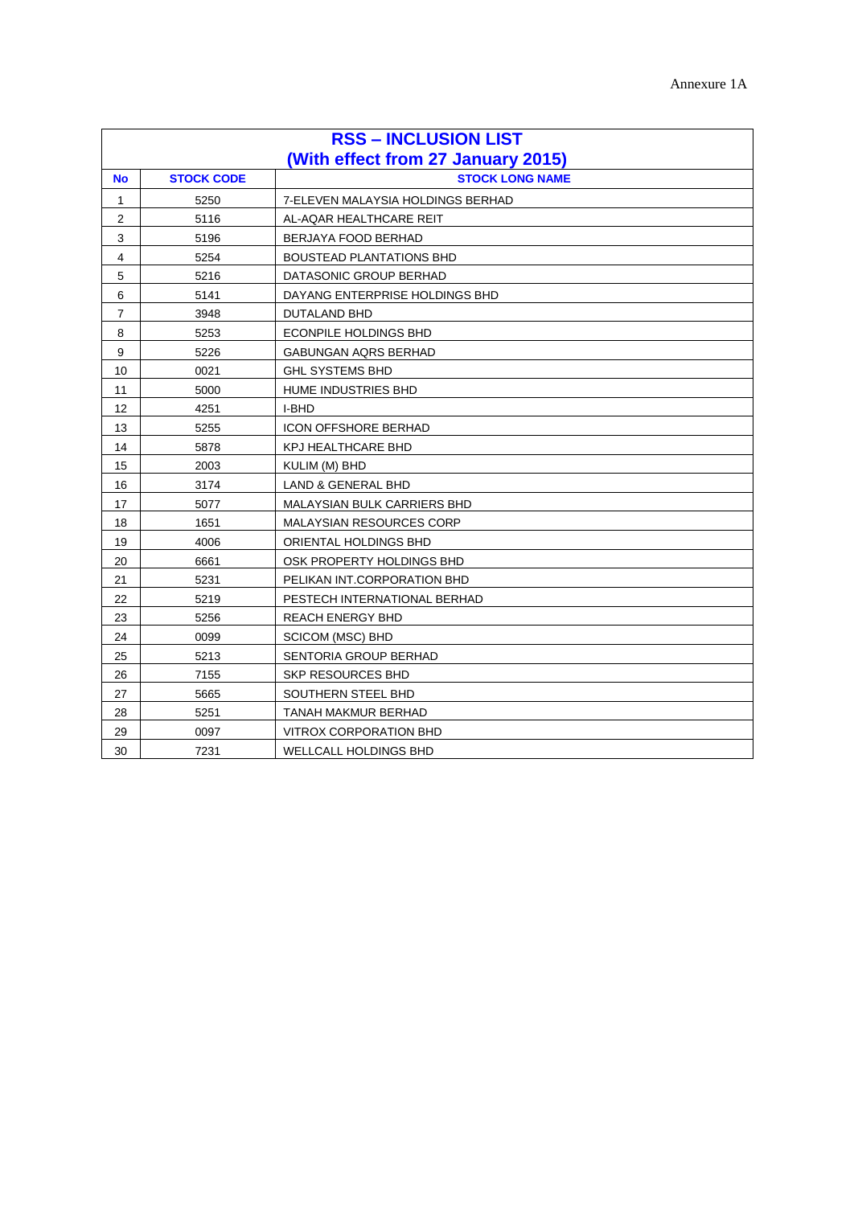Annexure 1A

| RSS – INCLUSION LIST (With effect from 27 January 2015) | | |
|---|---|---|
| **No** | **STOCK CODE** | **STOCK LONG NAME** |
| 1 | 5250 | 7-ELEVEN MALAYSIA HOLDINGS BERHAD |
| 2 | 5116 | AL-AQAR HEALTHCARE REIT |
| 3 | 5196 | BERJAYA FOOD BERHAD |
| 4 | 5254 | BOUSTEAD PLANTATIONS BHD |
| 5 | 5216 | DATASONIC GROUP BERHAD |
| 6 | 5141 | DAYANG ENTERPRISE HOLDINGS BHD |
| 7 | 3948 | DUTALAND BHD |
| 8 | 5253 | ECONPILE HOLDINGS BHD |
| 9 | 5226 | GABUNGAN AQRS BERHAD |
| 10 | 0021 | GHL SYSTEMS BHD |
| 11 | 5000 | HUME INDUSTRIES BHD |
| 12 | 4251 | I-BHD |
| 13 | 5255 | ICON OFFSHORE BERHAD |
| 14 | 5878 | KPJ HEALTHCARE BHD |
| 15 | 2003 | KULIM (M) BHD |
| 16 | 3174 | LAND & GENERAL BHD |
| 17 | 5077 | MALAYSIAN BULK CARRIERS BHD |
| 18 | 1651 | MALAYSIAN RESOURCES CORP |
| 19 | 4006 | ORIENTAL HOLDINGS BHD |
| 20 | 6661 | OSK PROPERTY HOLDINGS BHD |
| 21 | 5231 | PELIKAN INT.CORPORATION BHD |
| 22 | 5219 | PESTECH INTERNATIONAL BERHAD |
| 23 | 5256 | REACH ENERGY BHD |
| 24 | 0099 | SCICOM (MSC) BHD |
| 25 | 5213 | SENTORIA GROUP BERHAD |
| 26 | 7155 | SKP RESOURCES BHD |
| 27 | 5665 | SOUTHERN STEEL BHD |
| 28 | 5251 | TANAH MAKMUR BERHAD |
| 29 | 0097 | VITROX CORPORATION BHD |
| 30 | 7231 | WELLCALL HOLDINGS BHD |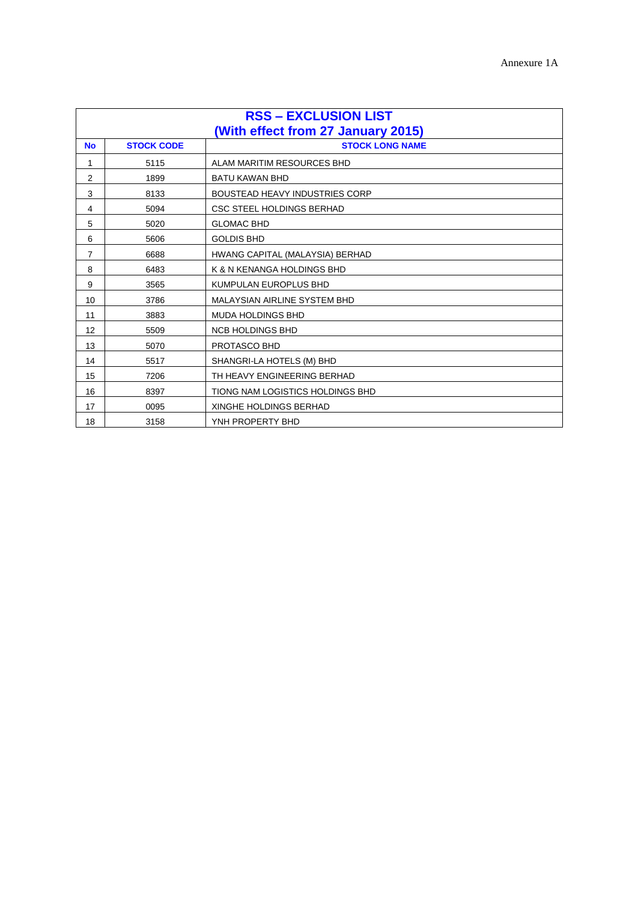Annexure 1A

| RSS – EXCLUSION LIST (With effect from 27 January 2015) | | |
|---|---|---|
| **No** | **STOCK CODE** | **STOCK LONG NAME** |
| 1 | 5115 | ALAM MARITIM RESOURCES BHD |
| 2 | 1899 | BATU KAWAN BHD |
| 3 | 8133 | BOUSTEAD HEAVY INDUSTRIES CORP |
| 4 | 5094 | CSC STEEL HOLDINGS BERHAD |
| 5 | 5020 | GLOMAC BHD |
| 6 | 5606 | GOLDIS BHD |
| 7 | 6688 | HWANG CAPITAL (MALAYSIA) BERHAD |
| 8 | 6483 | K & N KENANGA HOLDINGS BHD |
| 9 | 3565 | KUMPULAN EUROPLUS BHD |
| 10 | 3786 | MALAYSIAN AIRLINE SYSTEM BHD |
| 11 | 3883 | MUDA HOLDINGS BHD |
| 12 | 5509 | NCB HOLDINGS BHD |
| 13 | 5070 | PROTASCO BHD |
| 14 | 5517 | SHANGRI-LA HOTELS (M) BHD |
| 15 | 7206 | TH HEAVY ENGINEERING BERHAD |
| 16 | 8397 | TIONG NAM LOGISTICS HOLDINGS BHD |
| 17 | 0095 | XINGHE HOLDINGS BERHAD |
| 18 | 3158 | YNH PROPERTY BHD |